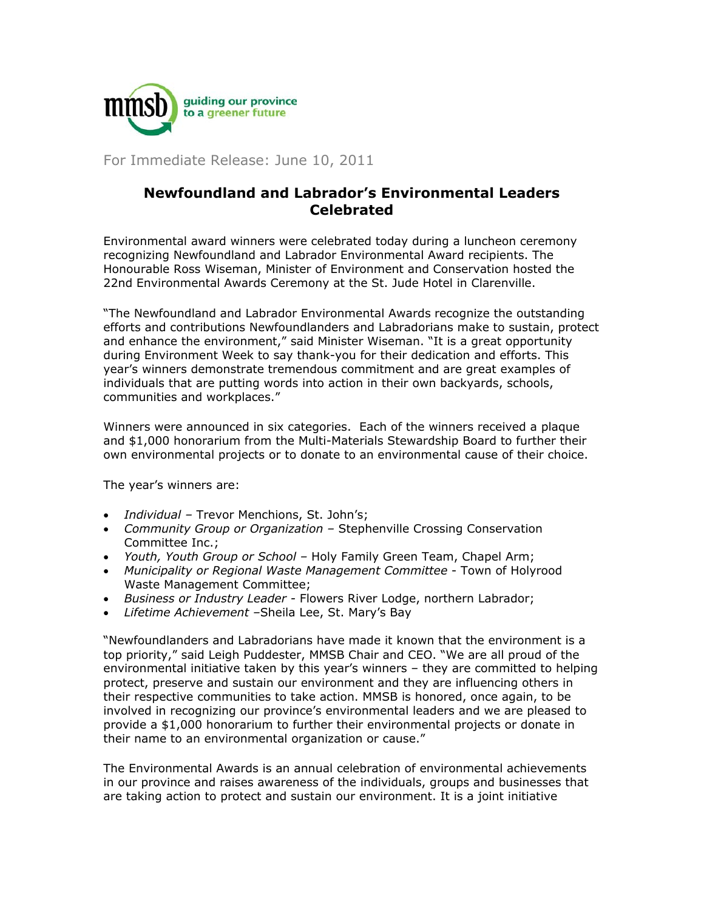mmsb guiding our province to a greener future

For Immediate Release: June 10, 2011

# Newfoundland and Labrador's Environmental Leaders Celebrated

Environmental award winners were celebrated today during a luncheon ceremony recognizing Newfoundland and Labrador Environmental Award recipients. The Honourable Ross Wiseman, Minister of Environment and Conservation hosted the 22nd Environmental Awards Ceremony at the St. Jude Hotel in Clarenville.

"The Newfoundland and Labrador Environmental Awards recognize the outstanding efforts and contributions Newfoundlanders and Labradorians make to sustain, protect and enhance the environment," said Minister Wiseman. "It is a great opportunity during Environment Week to say thank-you for their dedication and efforts. This year's winners demonstrate tremendous commitment and are great examples of individuals that are putting words into action in their own backyards, schools, communities and workplaces."

Winners were announced in six categories. Each of the winners received a plaque and $1,000 honorarium from the Multi-Materials Stewardship Board to further their own environmental projects or to donate to an environmental cause of their choice.

The year's winners are:

- *Individual* – Trevor Menchions, St. John's;
- *Community Group or Organization* – Stephenville Crossing Conservation Committee Inc.;
- *Youth, Youth Group or School* – Holy Family Green Team, Chapel Arm;
- *Municipality or Regional Waste Management Committee* - Town of Holyrood Waste Management Committee;
- *Business or Industry Leader* - Flowers River Lodge, northern Labrador;
- *Lifetime Achievement* –Sheila Lee, St. Mary's Bay

"Newfoundlanders and Labradorians have made it known that the environment is a top priority," said Leigh Puddester, MMSB Chair and CEO. "We are all proud of the environmental initiative taken by this year's winners – they are committed to helping protect, preserve and sustain our environment and they are influencing others in their respective communities to take action. MMSB is honored, once again, to be involved in recognizing our province's environmental leaders and we are pleased to provide a $1,000 honorarium to further their environmental projects or donate in their name to an environmental organization or cause."

The Environmental Awards is an annual celebration of environmental achievements in our province and raises awareness of the individuals, groups and businesses that are taking action to protect and sustain our environment. It is a joint initiative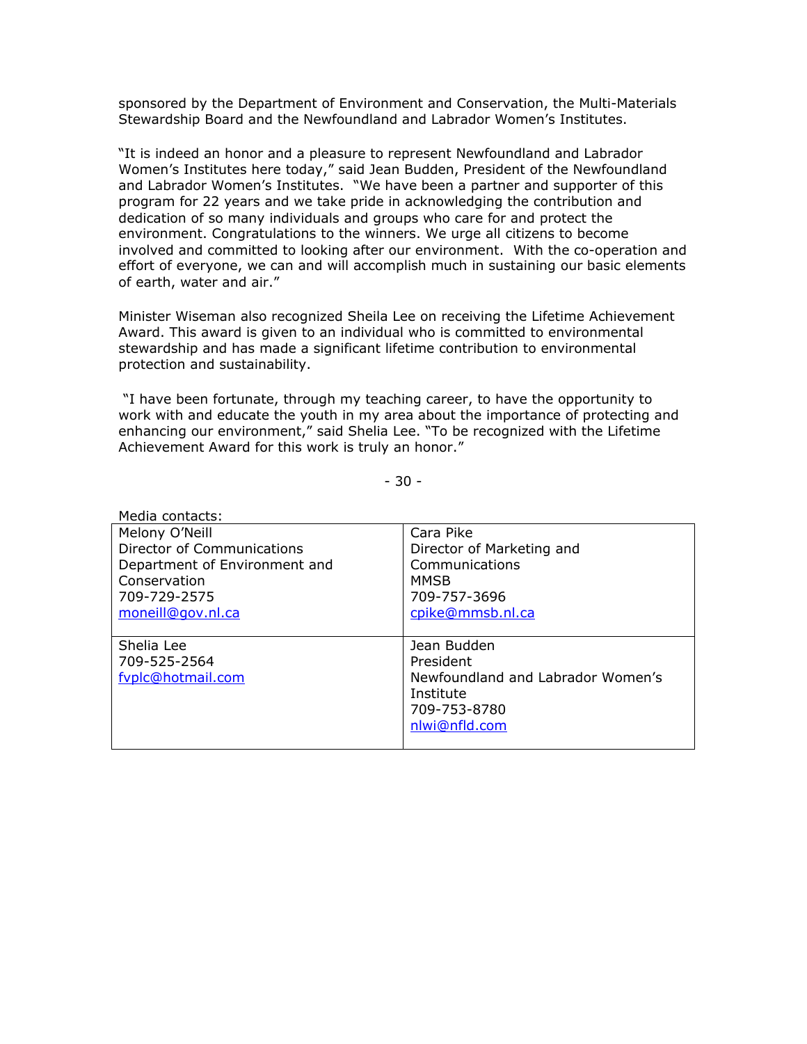sponsored by the Department of Environment and Conservation, the Multi-Materials Stewardship Board and the Newfoundland and Labrador Women's Institutes.

"It is indeed an honor and a pleasure to represent Newfoundland and Labrador Women's Institutes here today," said Jean Budden, President of the Newfoundland and Labrador Women's Institutes. "We have been a partner and supporter of this program for 22 years and we take pride in acknowledging the contribution and dedication of so many individuals and groups who care for and protect the environment. Congratulations to the winners. We urge all citizens to become involved and committed to looking after our environment. With the co-operation and effort of everyone, we can and will accomplish much in sustaining our basic elements of earth, water and air."

Minister Wiseman also recognized Sheila Lee on receiving the Lifetime Achievement Award. This award is given to an individual who is committed to environmental stewardship and has made a significant lifetime contribution to environmental protection and sustainability.

"I have been fortunate, through my teaching career, to have the opportunity to work with and educate the youth in my area about the importance of protecting and enhancing our environment," said Shelia Lee. "To be recognized with the Lifetime Achievement Award for this work is truly an honor."

\- 30 -

Media contacts:

| | |
|---|---|
| Melony O'Neill<br>Director of Communications<br>Department of Environment and Conservation<br>709-729-2575<br>moneill@gov.nl.ca | Cara Pike<br>Director of Marketing and Communications<br>MMSB<br>709-757-3696<br>cpike@mmsb.nl.ca |
| Shelia Lee<br>709-525-2564<br>fvplc@hotmail.com | Jean Budden<br>President<br>Newfoundland and Labrador Women's Institute<br>709-753-8780<br>nlwi@nfld.com |